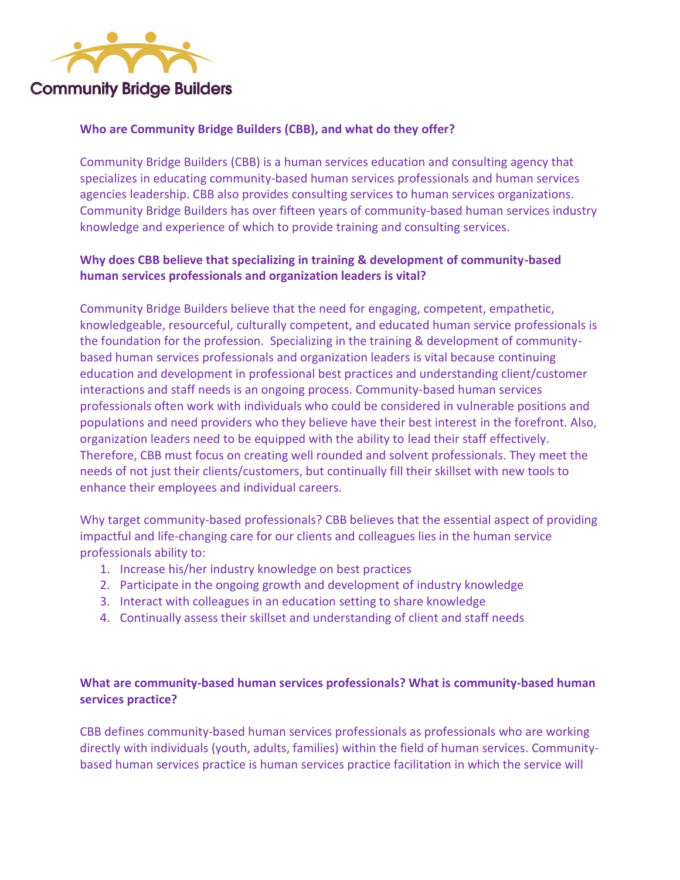Community Bridge Builders

**Who are Community Bridge Builders (CBB), and what do they offer?**

Community Bridge Builders (CBB) is a human services education and consulting agency that specializes in educating community-based human services professionals and human services agencies leadership. CBB also provides consulting services to human services organizations. Community Bridge Builders has over fifteen years of community-based human services industry knowledge and experience of which to provide training and consulting services.

**Why does CBB believe that specializing in training & development of community-based human services professionals and organization leaders is vital?**

Community Bridge Builders believe that the need for engaging, competent, empathetic, knowledgeable, resourceful, culturally competent, and educated human service professionals is the foundation for the profession. Specializing in the training & development of community-based human services professionals and organization leaders is vital because continuing education and development in professional best practices and understanding client/customer interactions and staff needs is an ongoing process. Community-based human services professionals often work with individuals who could be considered in vulnerable positions and populations and need providers who they believe have their best interest in the forefront. Also, organization leaders need to be equipped with the ability to lead their staff effectively. Therefore, CBB must focus on creating well rounded and solvent professionals. They meet the needs of not just their clients/customers, but continually fill their skillset with new tools to enhance their employees and individual careers.

Why target community-based professionals? CBB believes that the essential aspect of providing impactful and life-changing care for our clients and colleagues lies in the human service professionals ability to:

1. Increase his/her industry knowledge on best practices
2. Participate in the ongoing growth and development of industry knowledge
3. Interact with colleagues in an education setting to share knowledge
4. Continually assess their skillset and understanding of client and staff needs

**What are community-based human services professionals? What is community-based human services practice?**

CBB defines community-based human services professionals as professionals who are working directly with individuals (youth, adults, families) within the field of human services. Community-based human services practice is human services practice facilitation in which the service will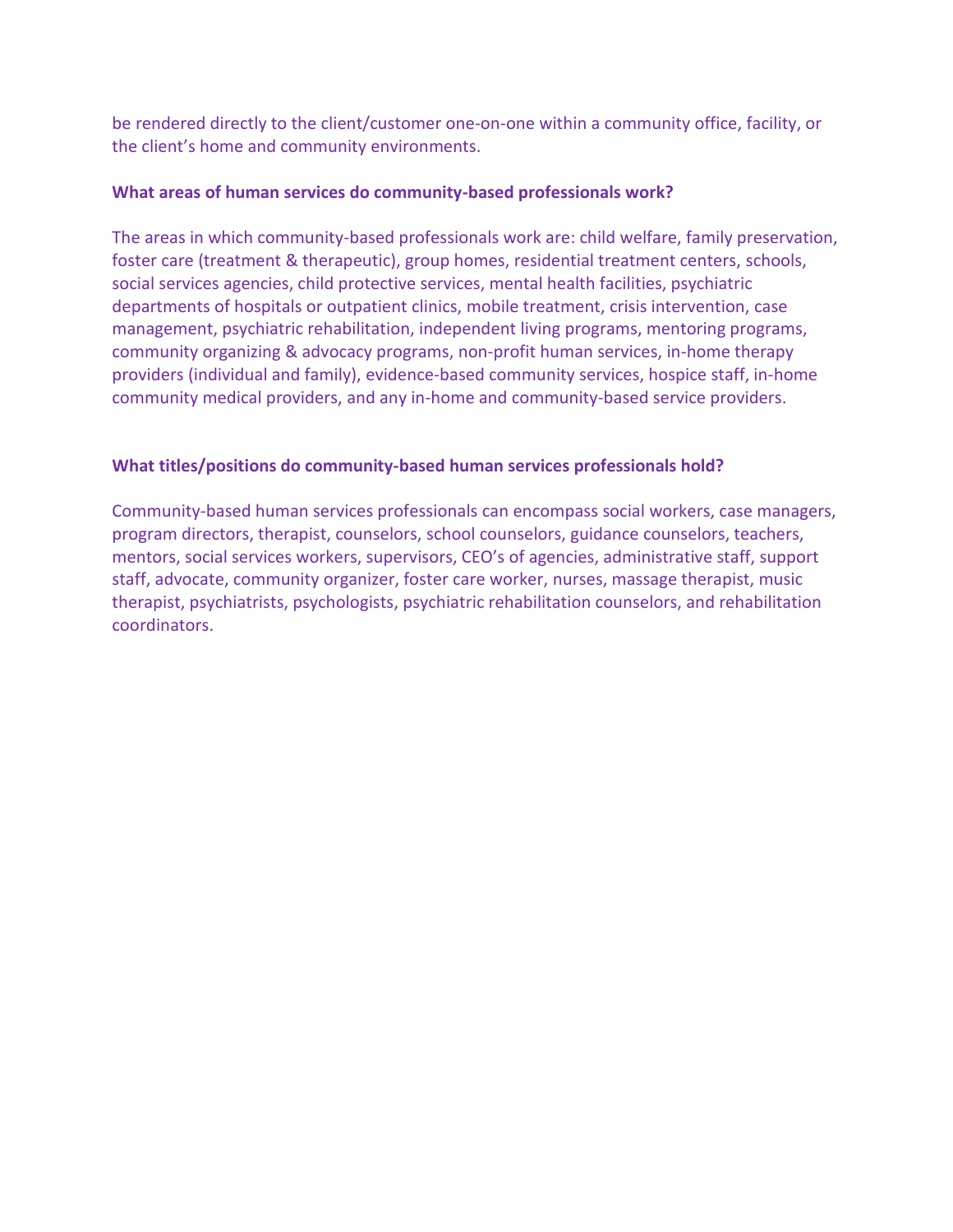be rendered directly to the client/customer one-on-one within a community office, facility, or the client's home and community environments.

**What areas of human services do community-based professionals work?**

The areas in which community-based professionals work are: child welfare, family preservation, foster care (treatment & therapeutic), group homes, residential treatment centers, schools, social services agencies, child protective services, mental health facilities, psychiatric departments of hospitals or outpatient clinics, mobile treatment, crisis intervention, case management, psychiatric rehabilitation, independent living programs, mentoring programs, community organizing & advocacy programs, non-profit human services, in-home therapy providers (individual and family), evidence-based community services, hospice staff, in-home community medical providers, and any in-home and community-based service providers.

**What titles/positions do community-based human services professionals hold?**

Community-based human services professionals can encompass social workers, case managers, program directors, therapist, counselors, school counselors, guidance counselors, teachers, mentors, social services workers, supervisors, CEO's of agencies, administrative staff, support staff, advocate, community organizer, foster care worker, nurses, massage therapist, music therapist, psychiatrists, psychologists, psychiatric rehabilitation counselors, and rehabilitation coordinators.